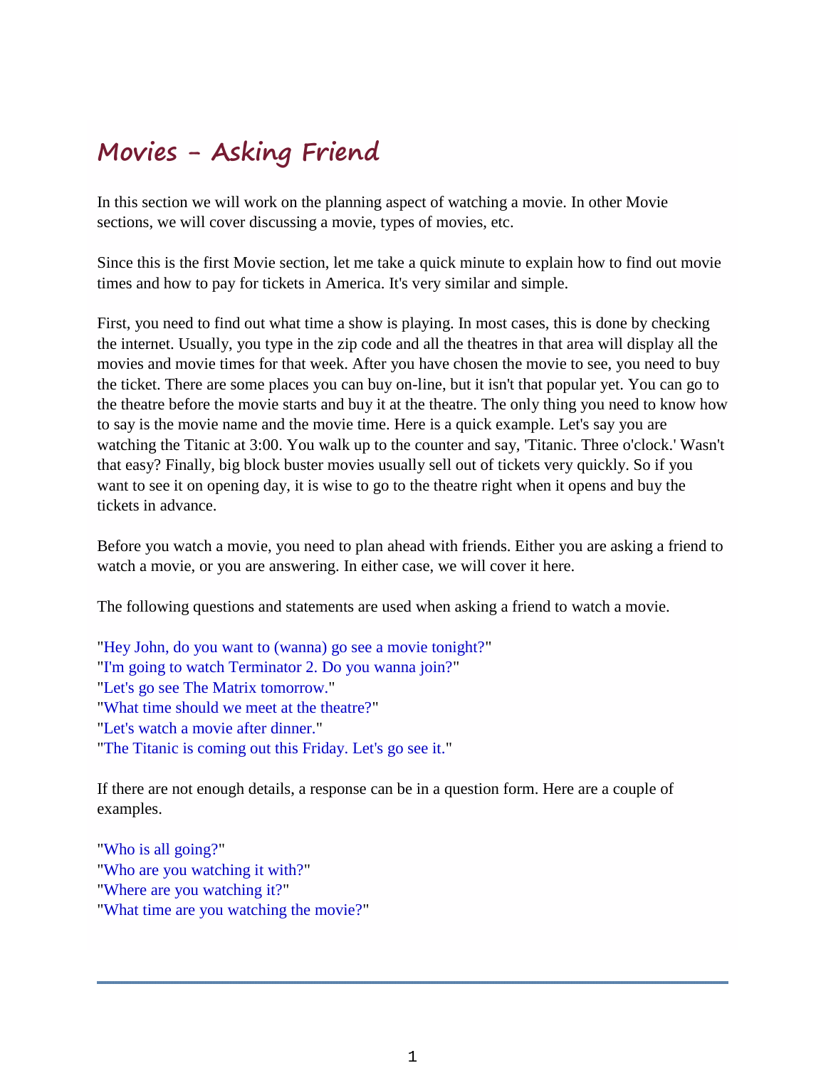# Movies - Asking Friend

In this section we will work on the planning aspect of watching a movie. In other Movie sections, we will cover discussing a movie, types of movies, etc.

Since this is the first Movie section, let me take a quick minute to explain how to find out movie times and how to pay for tickets in America. It's very similar and simple.

First, you need to find out what time a show is playing. In most cases, this is done by checking the internet. Usually, you type in the zip code and all the theatres in that area will display all the movies and movie times for that week. After you have chosen the movie to see, you need to buy the ticket. There are some places you can buy on-line, but it isn't that popular yet. You can go to the theatre before the movie starts and buy it at the theatre. The only thing you need to know how to say is the movie name and the movie time. Here is a quick example. Let's say you are watching the Titanic at 3:00. You walk up to the counter and say, 'Titanic. Three o'clock.' Wasn't that easy? Finally, big block buster movies usually sell out of tickets very quickly. So if you want to see it on opening day, it is wise to go to the theatre right when it opens and buy the tickets in advance.

Before you watch a movie, you need to plan ahead with friends. Either you are asking a friend to watch a movie, or you are answering. In either case, we will cover it here.

The following questions and statements are used when asking a friend to watch a movie.

"Hey John, do you want to (wanna) go see a movie tonight?"
"I'm going to watch Terminator 2. Do you wanna join?"
"Let's go see The Matrix tomorrow."
"What time should we meet at the theatre?"
"Let's watch a movie after dinner."
"The Titanic is coming out this Friday. Let's go see it."

If there are not enough details, a response can be in a question form. Here are a couple of examples.

"Who is all going?"
"Who are you watching it with?"
"Where are you watching it?"
"What time are you watching the movie?"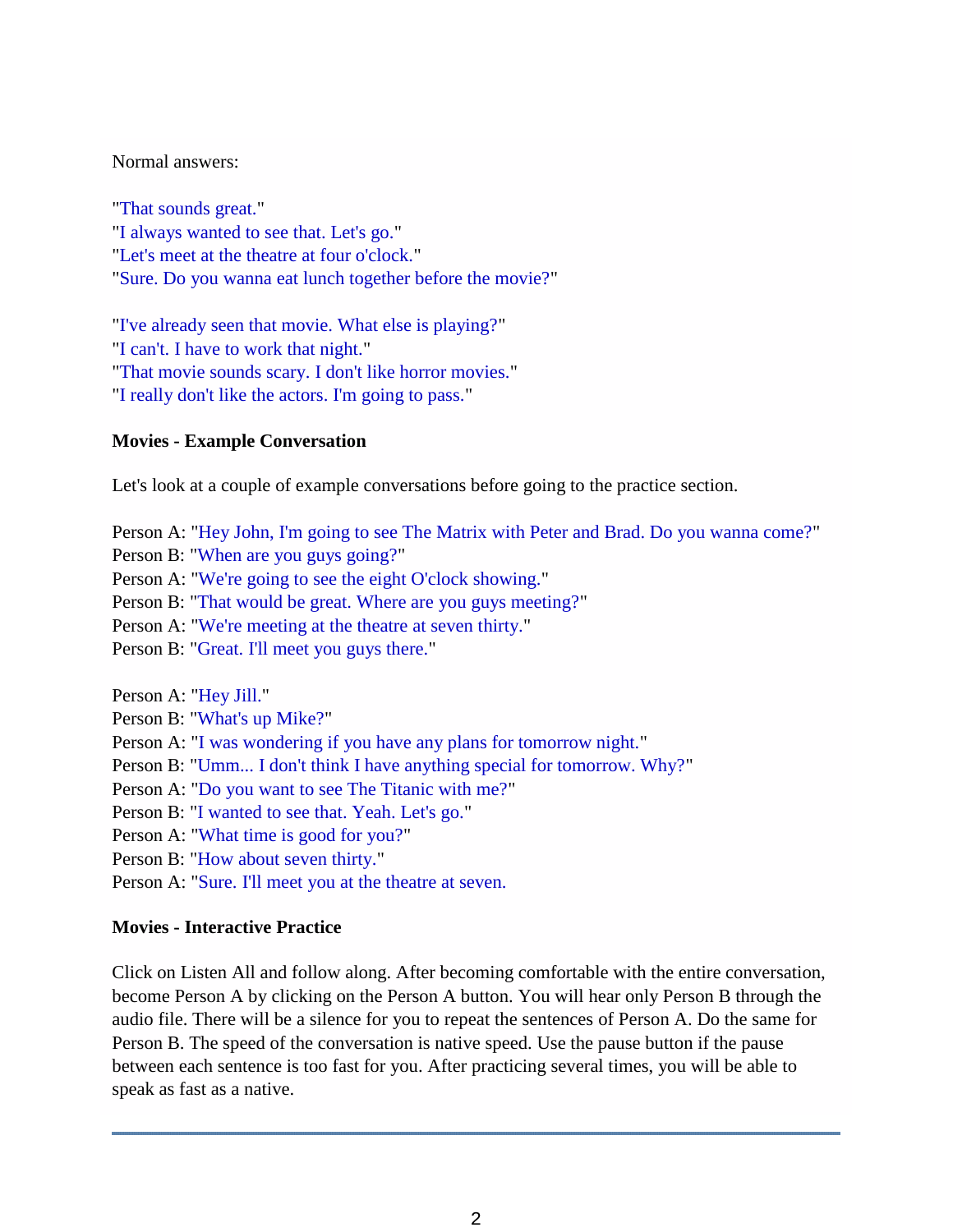Normal answers:

"That sounds great."
"I always wanted to see that. Let's go."
"Let's meet at the theatre at four o'clock."
"Sure. Do you wanna eat lunch together before the movie?"

"I've already seen that movie. What else is playing?"
"I can't. I have to work that night."
"That movie sounds scary. I don't like horror movies."
"I really don't like the actors. I'm going to pass."

**Movies - Example Conversation**

Let's look at a couple of example conversations before going to the practice section.

Person A: "Hey John, I'm going to see The Matrix with Peter and Brad. Do you wanna come?"
Person B: "When are you guys going?"
Person A: "We're going to see the eight O'clock showing."
Person B: "That would be great. Where are you guys meeting?"
Person A: "We're meeting at the theatre at seven thirty."
Person B: "Great. I'll meet you guys there."

Person A: "Hey Jill."
Person B: "What's up Mike?"
Person A: "I was wondering if you have any plans for tomorrow night."
Person B: "Umm... I don't think I have anything special for tomorrow. Why?"
Person A: "Do you want to see The Titanic with me?"
Person B: "I wanted to see that. Yeah. Let's go."
Person A: "What time is good for you?"
Person B: "How about seven thirty."
Person A: "Sure. I'll meet you at the theatre at seven.

**Movies - Interactive Practice**

Click on Listen All and follow along. After becoming comfortable with the entire conversation, become Person A by clicking on the Person A button. You will hear only Person B through the audio file. There will be a silence for you to repeat the sentences of Person A. Do the same for Person B. The speed of the conversation is native speed. Use the pause button if the pause between each sentence is too fast for you. After practicing several times, you will be able to speak as fast as a native.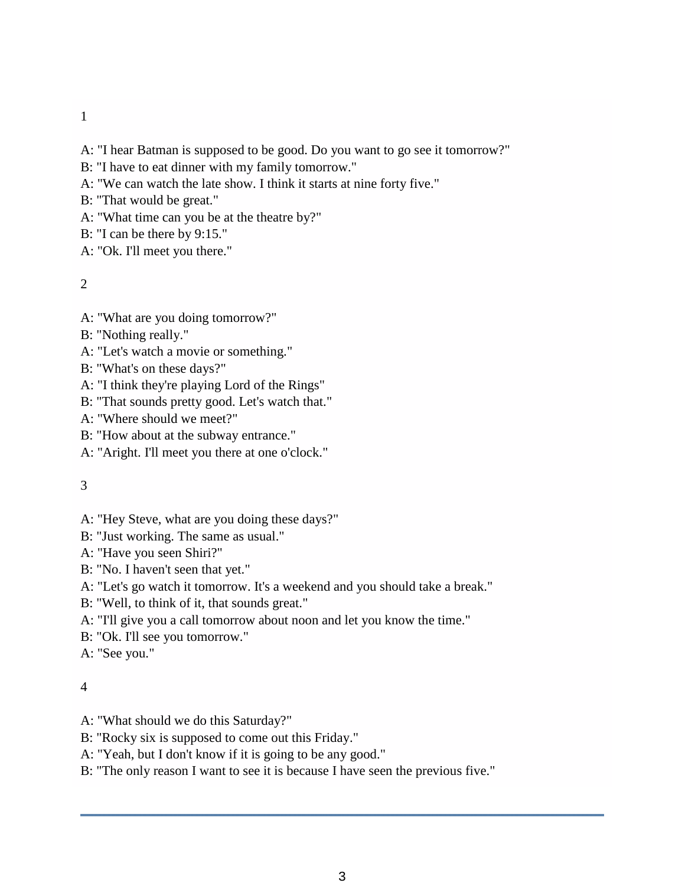1

A: "I hear Batman is supposed to be good. Do you want to go see it tomorrow?"
B: "I have to eat dinner with my family tomorrow."
A: "We can watch the late show. I think it starts at nine forty five."
B: "That would be great."
A: "What time can you be at the theatre by?"
B: "I can be there by 9:15."
A: "Ok. I'll meet you there."

2

A: "What are you doing tomorrow?"
B: "Nothing really."
A: "Let's watch a movie or something."
B: "What's on these days?"
A: "I think they're playing Lord of the Rings"
B: "That sounds pretty good. Let's watch that."
A: "Where should we meet?"
B: "How about at the subway entrance."
A: "Aright. I'll meet you there at one o'clock."

3

A: "Hey Steve, what are you doing these days?"
B: "Just working. The same as usual."
A: "Have you seen Shiri?"
B: "No. I haven't seen that yet."
A: "Let's go watch it tomorrow. It's a weekend and you should take a break."
B: "Well, to think of it, that sounds great."
A: "I'll give you a call tomorrow about noon and let you know the time."
B: "Ok. I'll see you tomorrow."
A: "See you."

4

A: "What should we do this Saturday?"
B: "Rocky six is supposed to come out this Friday."
A: "Yeah, but I don't know if it is going to be any good."
B: "The only reason I want to see it is because I have seen the previous five."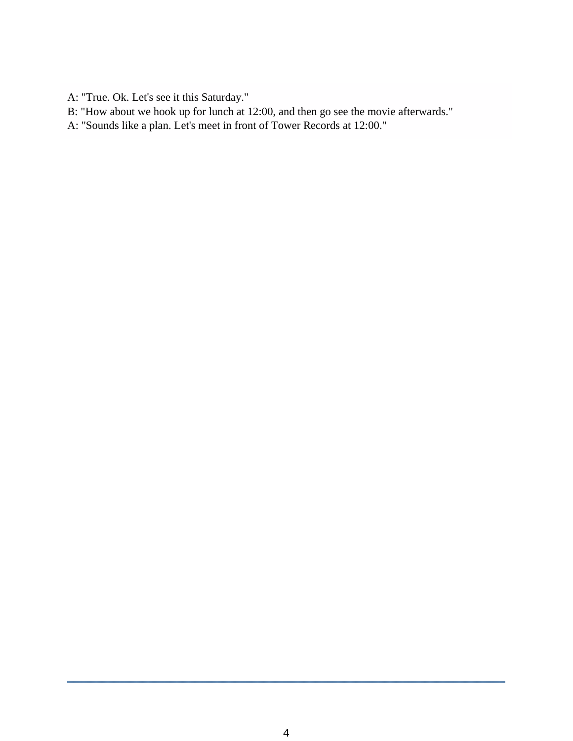A: "True. Ok. Let's see it this Saturday."
B: "How about we hook up for lunch at 12:00, and then go see the movie afterwards."
A: "Sounds like a plan. Let's meet in front of Tower Records at 12:00."